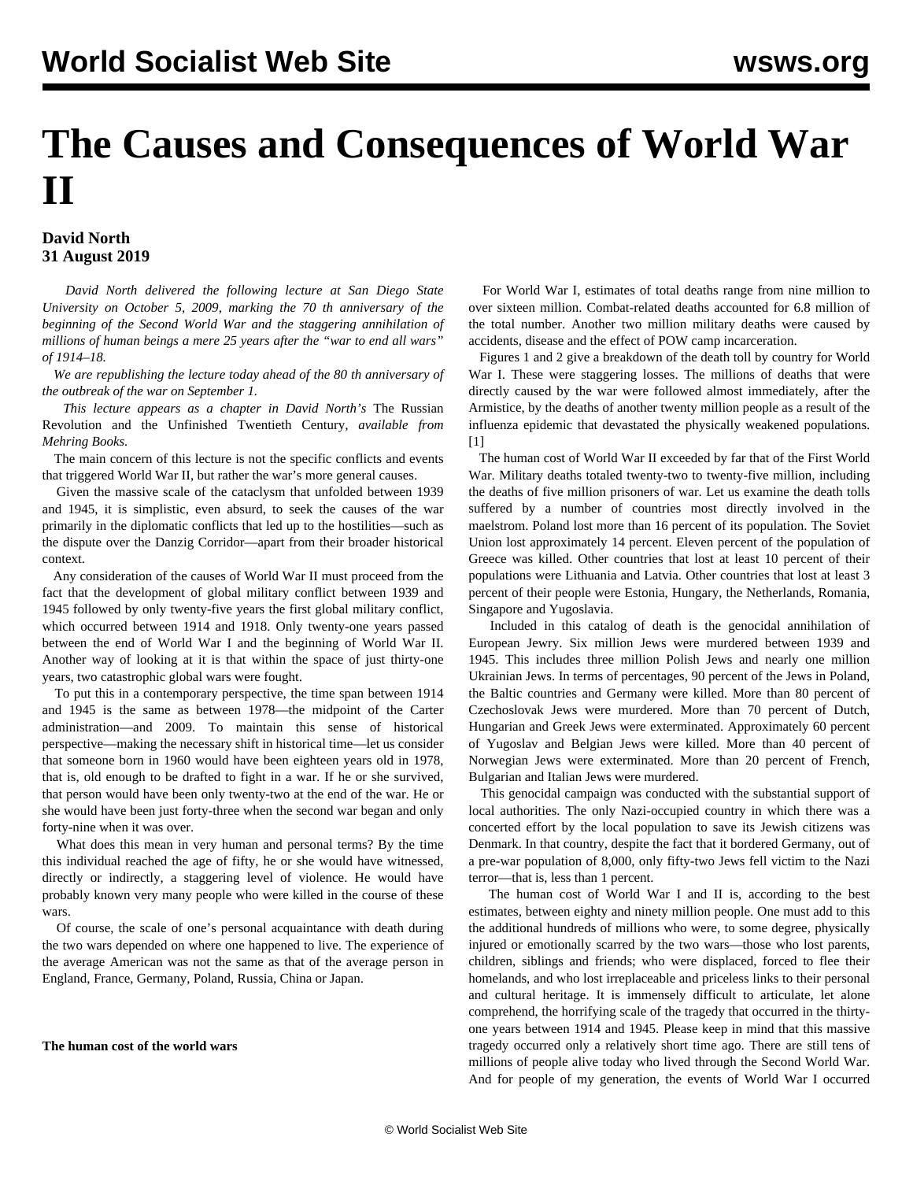# The Causes and Consequences of World War II

**David North**
**31 August 2019**

*David North delivered the following lecture at San Diego State University on October 5, 2009, marking the 70 th anniversary of the beginning of the Second World War and the staggering annihilation of millions of human beings a mere 25 years after the "war to end all wars" of 1914–18.*

*We are republishing the lecture today ahead of the 80 th anniversary of the outbreak of the war on September 1.*

*This lecture appears as a chapter in David North's* The Russian Revolution and the Unfinished Twentieth Century*, available from Mehring Books.*

The main concern of this lecture is not the specific conflicts and events that triggered World War II, but rather the war's more general causes.

Given the massive scale of the cataclysm that unfolded between 1939 and 1945, it is simplistic, even absurd, to seek the causes of the war primarily in the diplomatic conflicts that led up to the hostilities—such as the dispute over the Danzig Corridor—apart from their broader historical context.

Any consideration of the causes of World War II must proceed from the fact that the development of global military conflict between 1939 and 1945 followed by only twenty-five years the first global military conflict, which occurred between 1914 and 1918. Only twenty-one years passed between the end of World War I and the beginning of World War II. Another way of looking at it is that within the space of just thirty-one years, two catastrophic global wars were fought.

To put this in a contemporary perspective, the time span between 1914 and 1945 is the same as between 1978—the midpoint of the Carter administration—and 2009. To maintain this sense of historical perspective—making the necessary shift in historical time—let us consider that someone born in 1960 would have been eighteen years old in 1978, that is, old enough to be drafted to fight in a war. If he or she survived, that person would have been only twenty-two at the end of the war. He or she would have been just forty-three when the second war began and only forty-nine when it was over.

What does this mean in very human and personal terms? By the time this individual reached the age of fifty, he or she would have witnessed, directly or indirectly, a staggering level of violence. He would have probably known very many people who were killed in the course of these wars.

Of course, the scale of one's personal acquaintance with death during the two wars depended on where one happened to live. The experience of the average American was not the same as that of the average person in England, France, Germany, Poland, Russia, China or Japan.

**The human cost of the world wars**

For World War I, estimates of total deaths range from nine million to over sixteen million. Combat-related deaths accounted for 6.8 million of the total number. Another two million military deaths were caused by accidents, disease and the effect of POW camp incarceration.

Figures 1 and 2 give a breakdown of the death toll by country for World War I. These were staggering losses. The millions of deaths that were directly caused by the war were followed almost immediately, after the Armistice, by the deaths of another twenty million people as a result of the influenza epidemic that devastated the physically weakened populations. [1]

The human cost of World War II exceeded by far that of the First World War. Military deaths totaled twenty-two to twenty-five million, including the deaths of five million prisoners of war. Let us examine the death tolls suffered by a number of countries most directly involved in the maelstrom. Poland lost more than 16 percent of its population. The Soviet Union lost approximately 14 percent. Eleven percent of the population of Greece was killed. Other countries that lost at least 10 percent of their populations were Lithuania and Latvia. Other countries that lost at least 3 percent of their people were Estonia, Hungary, the Netherlands, Romania, Singapore and Yugoslavia.

Included in this catalog of death is the genocidal annihilation of European Jewry. Six million Jews were murdered between 1939 and 1945. This includes three million Polish Jews and nearly one million Ukrainian Jews. In terms of percentages, 90 percent of the Jews in Poland, the Baltic countries and Germany were killed. More than 80 percent of Czechoslovak Jews were murdered. More than 70 percent of Dutch, Hungarian and Greek Jews were exterminated. Approximately 60 percent of Yugoslav and Belgian Jews were killed. More than 40 percent of Norwegian Jews were exterminated. More than 20 percent of French, Bulgarian and Italian Jews were murdered.

This genocidal campaign was conducted with the substantial support of local authorities. The only Nazi-occupied country in which there was a concerted effort by the local population to save its Jewish citizens was Denmark. In that country, despite the fact that it bordered Germany, out of a pre-war population of 8,000, only fifty-two Jews fell victim to the Nazi terror—that is, less than 1 percent.

The human cost of World War I and II is, according to the best estimates, between eighty and ninety million people. One must add to this the additional hundreds of millions who were, to some degree, physically injured or emotionally scarred by the two wars—those who lost parents, children, siblings and friends; who were displaced, forced to flee their homelands, and who lost irreplaceable and priceless links to their personal and cultural heritage. It is immensely difficult to articulate, let alone comprehend, the horrifying scale of the tragedy that occurred in the thirty-one years between 1914 and 1945. Please keep in mind that this massive tragedy occurred only a relatively short time ago. There are still tens of millions of people alive today who lived through the Second World War. And for people of my generation, the events of World War I occurred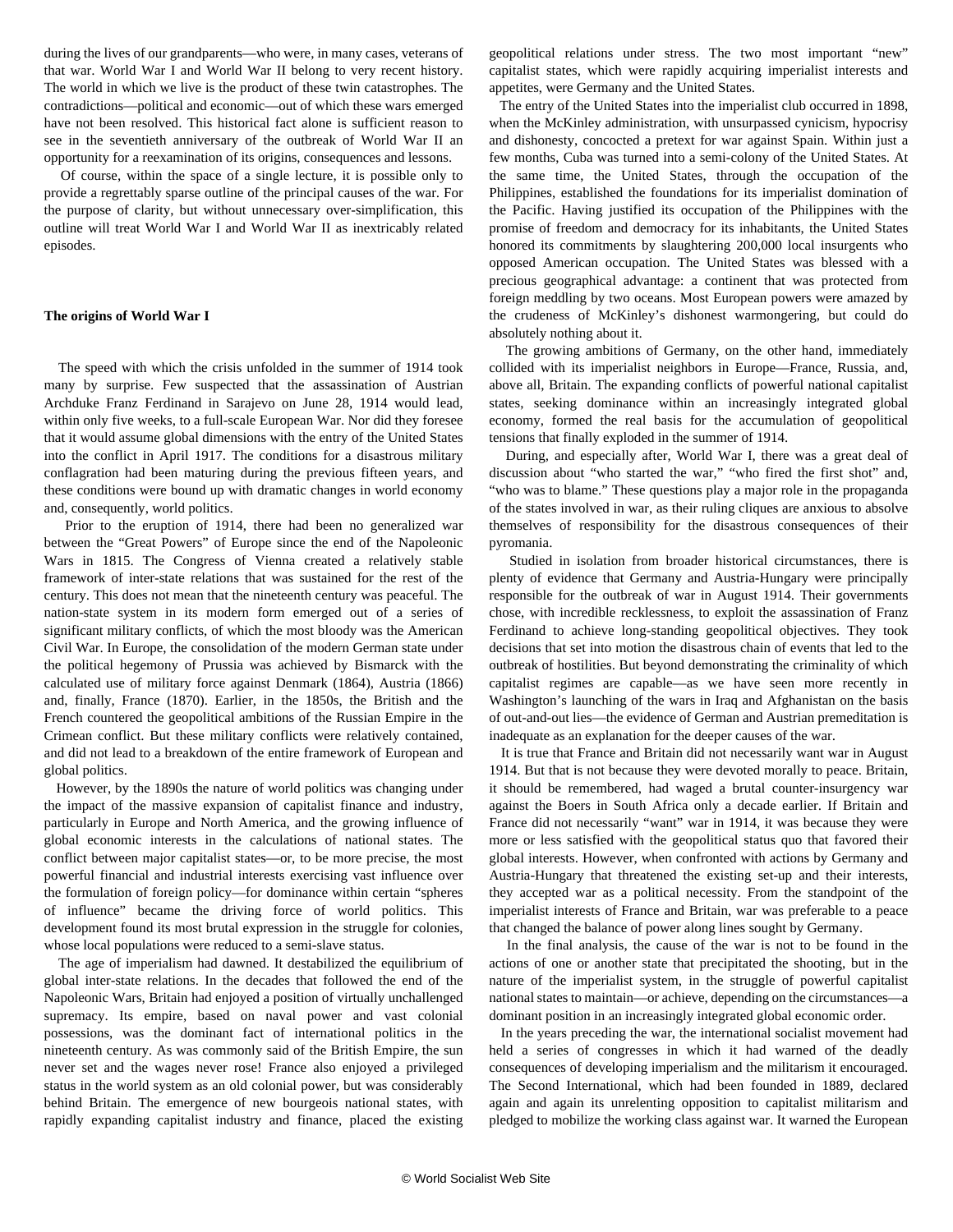during the lives of our grandparents—who were, in many cases, veterans of that war. World War I and World War II belong to very recent history. The world in which we live is the product of these twin catastrophes. The contradictions—political and economic—out of which these wars emerged have not been resolved. This historical fact alone is sufficient reason to see in the seventieth anniversary of the outbreak of World War II an opportunity for a reexamination of its origins, consequences and lessons.

Of course, within the space of a single lecture, it is possible only to provide a regrettably sparse outline of the principal causes of the war. For the purpose of clarity, but without unnecessary over-simplification, this outline will treat World War I and World War II as inextricably related episodes.

**The origins of World War I**

The speed with which the crisis unfolded in the summer of 1914 took many by surprise. Few suspected that the assassination of Austrian Archduke Franz Ferdinand in Sarajevo on June 28, 1914 would lead, within only five weeks, to a full-scale European War. Nor did they foresee that it would assume global dimensions with the entry of the United States into the conflict in April 1917. The conditions for a disastrous military conflagration had been maturing during the previous fifteen years, and these conditions were bound up with dramatic changes in world economy and, consequently, world politics.

Prior to the eruption of 1914, there had been no generalized war between the "Great Powers" of Europe since the end of the Napoleonic Wars in 1815. The Congress of Vienna created a relatively stable framework of inter-state relations that was sustained for the rest of the century. This does not mean that the nineteenth century was peaceful. The nation-state system in its modern form emerged out of a series of significant military conflicts, of which the most bloody was the American Civil War. In Europe, the consolidation of the modern German state under the political hegemony of Prussia was achieved by Bismarck with the calculated use of military force against Denmark (1864), Austria (1866) and, finally, France (1870). Earlier, in the 1850s, the British and the French countered the geopolitical ambitions of the Russian Empire in the Crimean conflict. But these military conflicts were relatively contained, and did not lead to a breakdown of the entire framework of European and global politics.

However, by the 1890s the nature of world politics was changing under the impact of the massive expansion of capitalist finance and industry, particularly in Europe and North America, and the growing influence of global economic interests in the calculations of national states. The conflict between major capitalist states—or, to be more precise, the most powerful financial and industrial interests exercising vast influence over the formulation of foreign policy—for dominance within certain "spheres of influence" became the driving force of world politics. This development found its most brutal expression in the struggle for colonies, whose local populations were reduced to a semi-slave status.

The age of imperialism had dawned. It destabilized the equilibrium of global inter-state relations. In the decades that followed the end of the Napoleonic Wars, Britain had enjoyed a position of virtually unchallenged supremacy. Its empire, based on naval power and vast colonial possessions, was the dominant fact of international politics in the nineteenth century. As was commonly said of the British Empire, the sun never set and the wages never rose! France also enjoyed a privileged status in the world system as an old colonial power, but was considerably behind Britain. The emergence of new bourgeois national states, with rapidly expanding capitalist industry and finance, placed the existing geopolitical relations under stress. The two most important "new" capitalist states, which were rapidly acquiring imperialist interests and appetites, were Germany and the United States.

The entry of the United States into the imperialist club occurred in 1898, when the McKinley administration, with unsurpassed cynicism, hypocrisy and dishonesty, concocted a pretext for war against Spain. Within just a few months, Cuba was turned into a semi-colony of the United States. At the same time, the United States, through the occupation of the Philippines, established the foundations for its imperialist domination of the Pacific. Having justified its occupation of the Philippines with the promise of freedom and democracy for its inhabitants, the United States honored its commitments by slaughtering 200,000 local insurgents who opposed American occupation. The United States was blessed with a precious geographical advantage: a continent that was protected from foreign meddling by two oceans. Most European powers were amazed by the crudeness of McKinley's dishonest warmongering, but could do absolutely nothing about it.

The growing ambitions of Germany, on the other hand, immediately collided with its imperialist neighbors in Europe—France, Russia, and, above all, Britain. The expanding conflicts of powerful national capitalist states, seeking dominance within an increasingly integrated global economy, formed the real basis for the accumulation of geopolitical tensions that finally exploded in the summer of 1914.

During, and especially after, World War I, there was a great deal of discussion about "who started the war," "who fired the first shot" and, "who was to blame." These questions play a major role in the propaganda of the states involved in war, as their ruling cliques are anxious to absolve themselves of responsibility for the disastrous consequences of their pyromania.

Studied in isolation from broader historical circumstances, there is plenty of evidence that Germany and Austria-Hungary were principally responsible for the outbreak of war in August 1914. Their governments chose, with incredible recklessness, to exploit the assassination of Franz Ferdinand to achieve long-standing geopolitical objectives. They took decisions that set into motion the disastrous chain of events that led to the outbreak of hostilities. But beyond demonstrating the criminality of which capitalist regimes are capable—as we have seen more recently in Washington's launching of the wars in Iraq and Afghanistan on the basis of out-and-out lies—the evidence of German and Austrian premeditation is inadequate as an explanation for the deeper causes of the war.

It is true that France and Britain did not necessarily want war in August 1914. But that is not because they were devoted morally to peace. Britain, it should be remembered, had waged a brutal counter-insurgency war against the Boers in South Africa only a decade earlier. If Britain and France did not necessarily "want" war in 1914, it was because they were more or less satisfied with the geopolitical status quo that favored their global interests. However, when confronted with actions by Germany and Austria-Hungary that threatened the existing set-up and their interests, they accepted war as a political necessity. From the standpoint of the imperialist interests of France and Britain, war was preferable to a peace that changed the balance of power along lines sought by Germany.

In the final analysis, the cause of the war is not to be found in the actions of one or another state that precipitated the shooting, but in the nature of the imperialist system, in the struggle of powerful capitalist national states to maintain—or achieve, depending on the circumstances—a dominant position in an increasingly integrated global economic order.

In the years preceding the war, the international socialist movement had held a series of congresses in which it had warned of the deadly consequences of developing imperialism and the militarism it encouraged. The Second International, which had been founded in 1889, declared again and again its unrelenting opposition to capitalist militarism and pledged to mobilize the working class against war. It warned the European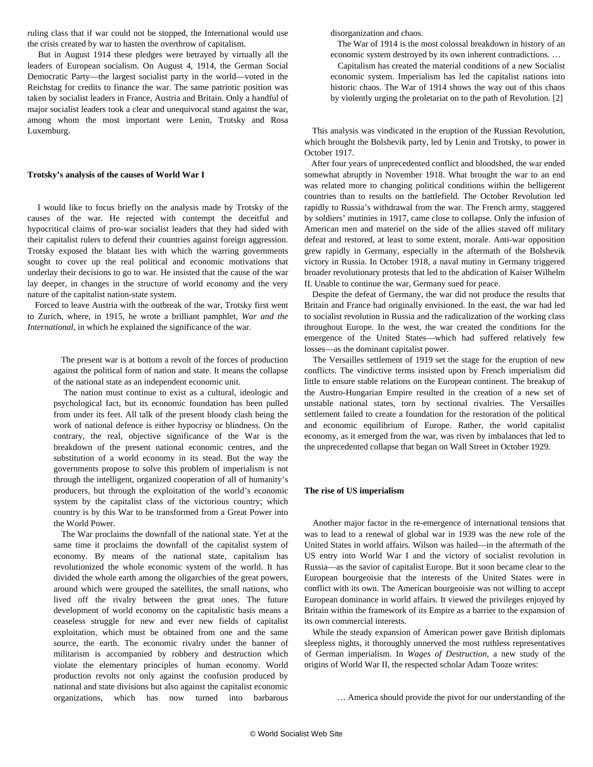ruling class that if war could not be stopped, the International would use the crisis created by war to hasten the overthrow of capitalism.

But in August 1914 these pledges were betrayed by virtually all the leaders of European socialism. On August 4, 1914, the German Social Democratic Party—the largest socialist party in the world—voted in the Reichstag for credits to finance the war. The same patriotic position was taken by socialist leaders in France, Austria and Britain. Only a handful of major socialist leaders took a clear and unequivocal stand against the war, among whom the most important were Lenin, Trotsky and Rosa Luxemburg.

**Trotsky's analysis of the causes of World War I**

I would like to focus briefly on the analysis made by Trotsky of the causes of the war. He rejected with contempt the deceitful and hypocritical claims of pro-war socialist leaders that they had sided with their capitalist rulers to defend their countries against foreign aggression. Trotsky exposed the blatant lies with which the warring governments sought to cover up the real political and economic motivations that underlay their decisions to go to war. He insisted that the cause of the war lay deeper, in changes in the structure of world economy and the very nature of the capitalist nation-state system.

Forced to leave Austria with the outbreak of the war, Trotsky first went to Zurich, where, in 1915, he wrote a brilliant pamphlet, *War and the International*, in which he explained the significance of the war.

> The present war is at bottom a revolt of the forces of production against the political form of nation and state. It means the collapse of the national state as an independent economic unit.
>
> The nation must continue to exist as a cultural, ideologic and psychological fact, but its economic foundation has been pulled from under its feet. All talk of the present bloody clash being the work of national defence is either hypocrisy or blindness. On the contrary, the real, objective significance of the War is the breakdown of the present national economic centres, and the substitution of a world economy in its stead. But the way the governments propose to solve this problem of imperialism is not through the intelligent, organized cooperation of all of humanity's producers, but through the exploitation of the world's economic system by the capitalist class of the victorious country; which country is by this War to be transformed from a Great Power into the World Power.
>
> The War proclaims the downfall of the national state. Yet at the same time it proclaims the downfall of the capitalist system of economy. By means of the national state, capitalism has revolutionized the whole economic system of the world. It has divided the whole earth among the oligarchies of the great powers, around which were grouped the satellites, the small nations, who lived off the rivalry between the great ones. The future development of world economy on the capitalistic basis means a ceaseless struggle for new and ever new fields of capitalist exploitation, which must be obtained from one and the same source, the earth. The economic rivalry under the banner of militarism is accompanied by robbery and destruction which violate the elementary principles of human economy. World production revolts not only against the confusion produced by national and state divisions but also against the capitalist economic organizations, which has now turned into barbarous disorganization and chaos.
>
> The War of 1914 is the most colossal breakdown in history of an economic system destroyed by its own inherent contradictions. …
>
> Capitalism has created the material conditions of a new Socialist economic system. Imperialism has led the capitalist nations into historic chaos. The War of 1914 shows the way out of this chaos by violently urging the proletariat on to the path of Revolution. [2]

This analysis was vindicated in the eruption of the Russian Revolution, which brought the Bolshevik party, led by Lenin and Trotsky, to power in October 1917.

After four years of unprecedented conflict and bloodshed, the war ended somewhat abruptly in November 1918. What brought the war to an end was related more to changing political conditions within the belligerent countries than to results on the battlefield. The October Revolution led rapidly to Russia's withdrawal from the war. The French army, staggered by soldiers' mutinies in 1917, came close to collapse. Only the infusion of American men and materiel on the side of the allies staved off military defeat and restored, at least to some extent, morale. Anti-war opposition grew rapidly in Germany, especially in the aftermath of the Bolshevik victory in Russia. In October 1918, a naval mutiny in Germany triggered broader revolutionary protests that led to the abdication of Kaiser Wilhelm II. Unable to continue the war, Germany sued for peace.

Despite the defeat of Germany, the war did not produce the results that Britain and France had originally envisioned. In the east, the war had led to socialist revolution in Russia and the radicalization of the working class throughout Europe. In the west, the war created the conditions for the emergence of the United States—which had suffered relatively few losses—as the dominant capitalist power.

The Versailles settlement of 1919 set the stage for the eruption of new conflicts. The vindictive terms insisted upon by French imperialism did little to ensure stable relations on the European continent. The breakup of the Austro-Hungarian Empire resulted in the creation of a new set of unstable national states, torn by sectional rivalries. The Versailles settlement failed to create a foundation for the restoration of the political and economic equilibrium of Europe. Rather, the world capitalist economy, as it emerged from the war, was riven by imbalances that led to the unprecedented collapse that began on Wall Street in October 1929.

**The rise of US imperialism**

Another major factor in the re-emergence of international tensions that was to lead to a renewal of global war in 1939 was the new role of the United States in world affairs. Wilson was hailed—in the aftermath of the US entry into World War I and the victory of socialist revolution in Russia—as the savior of capitalist Europe. But it soon became clear to the European bourgeoisie that the interests of the United States were in conflict with its own. The American bourgeoisie was not willing to accept European dominance in world affairs. It viewed the privileges enjoyed by Britain within the framework of its Empire as a barrier to the expansion of its own commercial interests.

While the steady expansion of American power gave British diplomats sleepless nights, it thoroughly unnerved the most ruthless representatives of German imperialism. In *Wages of Destruction*, a new study of the origins of World War II, the respected scholar Adam Tooze writes:

> … America should provide the pivot for our understanding of the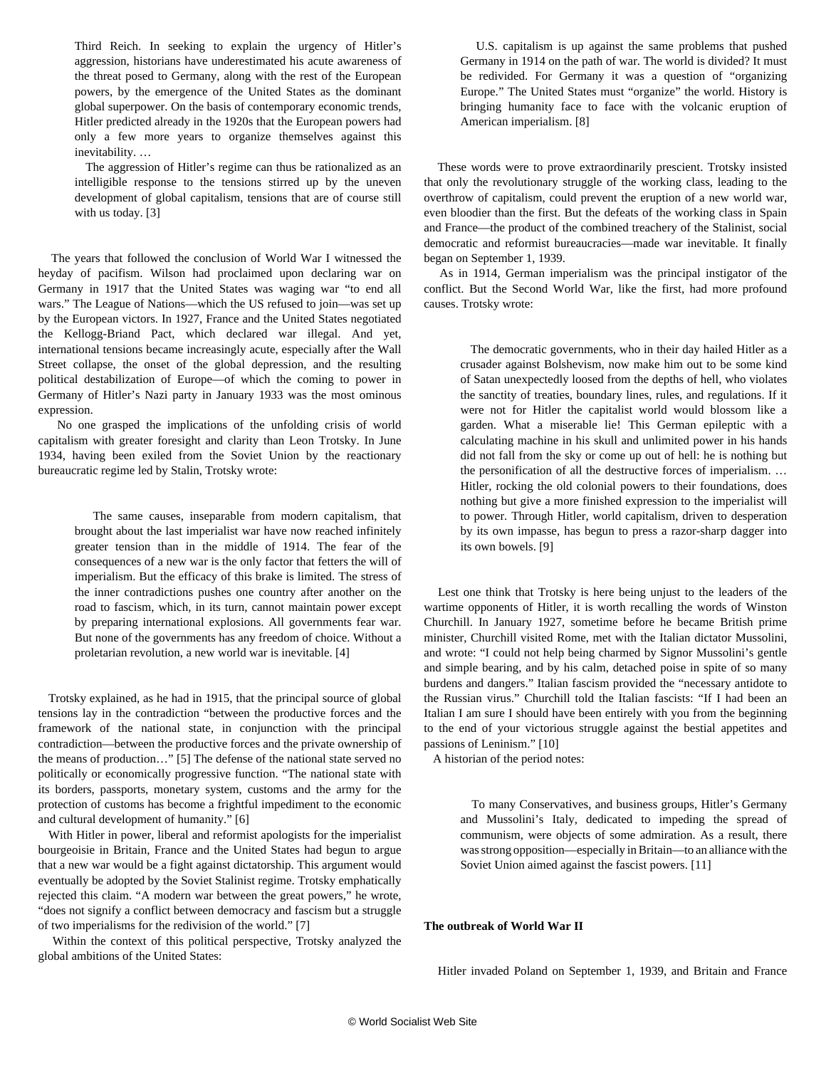> Third Reich. In seeking to explain the urgency of Hitler's aggression, historians have underestimated his acute awareness of the threat posed to Germany, along with the rest of the European powers, by the emergence of the United States as the dominant global superpower. On the basis of contemporary economic trends, Hitler predicted already in the 1920s that the European powers had only a few more years to organize themselves against this inevitability. …
>
> The aggression of Hitler's regime can thus be rationalized as an intelligible response to the tensions stirred up by the uneven development of global capitalism, tensions that are of course still with us today. [3]

The years that followed the conclusion of World War I witnessed the heyday of pacifism. Wilson had proclaimed upon declaring war on Germany in 1917 that the United States was waging war "to end all wars." The League of Nations—which the US refused to join—was set up by the European victors. In 1927, France and the United States negotiated the Kellogg-Briand Pact, which declared war illegal. And yet, international tensions became increasingly acute, especially after the Wall Street collapse, the onset of the global depression, and the resulting political destabilization of Europe—of which the coming to power in Germany of Hitler's Nazi party in January 1933 was the most ominous expression.

No one grasped the implications of the unfolding crisis of world capitalism with greater foresight and clarity than Leon Trotsky. In June 1934, having been exiled from the Soviet Union by the reactionary bureaucratic regime led by Stalin, Trotsky wrote:

> The same causes, inseparable from modern capitalism, that brought about the last imperialist war have now reached infinitely greater tension than in the middle of 1914. The fear of the consequences of a new war is the only factor that fetters the will of imperialism. But the efficacy of this brake is limited. The stress of the inner contradictions pushes one country after another on the road to fascism, which, in its turn, cannot maintain power except by preparing international explosions. All governments fear war. But none of the governments has any freedom of choice. Without a proletarian revolution, a new world war is inevitable. [4]

Trotsky explained, as he had in 1915, that the principal source of global tensions lay in the contradiction "between the productive forces and the framework of the national state, in conjunction with the principal contradiction—between the productive forces and the private ownership of the means of production…" [5] The defense of the national state served no politically or economically progressive function. "The national state with its borders, passports, monetary system, customs and the army for the protection of customs has become a frightful impediment to the economic and cultural development of humanity." [6]

With Hitler in power, liberal and reformist apologists for the imperialist bourgeoisie in Britain, France and the United States had begun to argue that a new war would be a fight against dictatorship. This argument would eventually be adopted by the Soviet Stalinist regime. Trotsky emphatically rejected this claim. "A modern war between the great powers," he wrote, "does not signify a conflict between democracy and fascism but a struggle of two imperialisms for the redivision of the world." [7]

Within the context of this political perspective, Trotsky analyzed the global ambitions of the United States:

> U.S. capitalism is up against the same problems that pushed Germany in 1914 on the path of war. The world is divided? It must be redivided. For Germany it was a question of "organizing Europe." The United States must "organize" the world. History is bringing humanity face to face with the volcanic eruption of American imperialism. [8]

These words were to prove extraordinarily prescient. Trotsky insisted that only the revolutionary struggle of the working class, leading to the overthrow of capitalism, could prevent the eruption of a new world war, even bloodier than the first. But the defeats of the working class in Spain and France—the product of the combined treachery of the Stalinist, social democratic and reformist bureaucracies—made war inevitable. It finally began on September 1, 1939.

As in 1914, German imperialism was the principal instigator of the conflict. But the Second World War, like the first, had more profound causes. Trotsky wrote:

> The democratic governments, who in their day hailed Hitler as a crusader against Bolshevism, now make him out to be some kind of Satan unexpectedly loosed from the depths of hell, who violates the sanctity of treaties, boundary lines, rules, and regulations. If it were not for Hitler the capitalist world would blossom like a garden. What a miserable lie! This German epileptic with a calculating machine in his skull and unlimited power in his hands did not fall from the sky or come up out of hell: he is nothing but the personification of all the destructive forces of imperialism. … Hitler, rocking the old colonial powers to their foundations, does nothing but give a more finished expression to the imperialist will to power. Through Hitler, world capitalism, driven to desperation by its own impasse, has begun to press a razor-sharp dagger into its own bowels. [9]

Lest one think that Trotsky is here being unjust to the leaders of the wartime opponents of Hitler, it is worth recalling the words of Winston Churchill. In January 1927, sometime before he became British prime minister, Churchill visited Rome, met with the Italian dictator Mussolini, and wrote: "I could not help being charmed by Signor Mussolini's gentle and simple bearing, and by his calm, detached poise in spite of so many burdens and dangers." Italian fascism provided the "necessary antidote to the Russian virus." Churchill told the Italian fascists: "If I had been an Italian I am sure I should have been entirely with you from the beginning to the end of your victorious struggle against the bestial appetites and passions of Leninism." [10]

A historian of the period notes:

> To many Conservatives, and business groups, Hitler's Germany and Mussolini's Italy, dedicated to impeding the spread of communism, were objects of some admiration. As a result, there was strong opposition—especially in Britain—to an alliance with the Soviet Union aimed against the fascist powers. [11]

**The outbreak of World War II**

Hitler invaded Poland on September 1, 1939, and Britain and France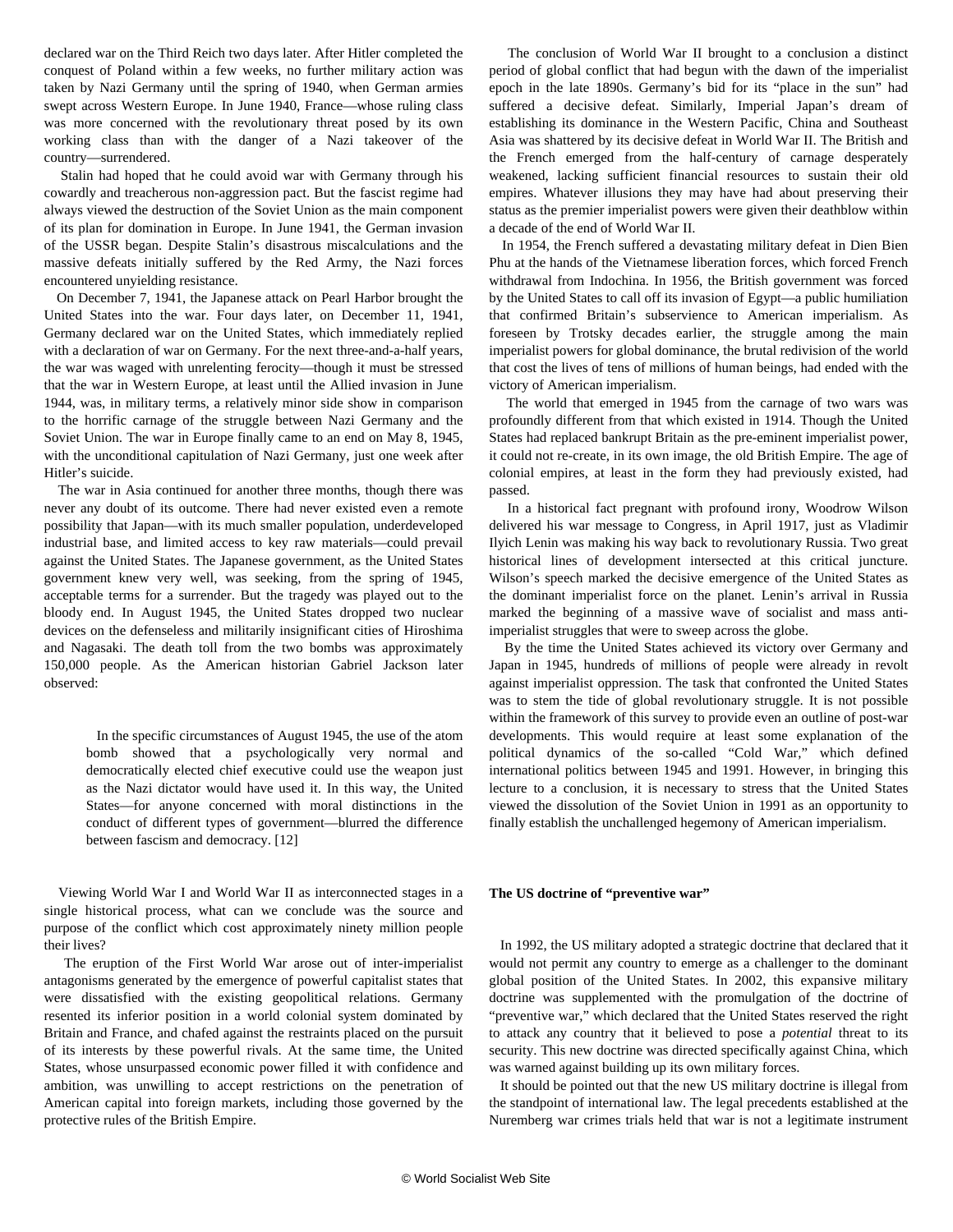declared war on the Third Reich two days later. After Hitler completed the conquest of Poland within a few weeks, no further military action was taken by Nazi Germany until the spring of 1940, when German armies swept across Western Europe. In June 1940, France—whose ruling class was more concerned with the revolutionary threat posed by its own working class than with the danger of a Nazi takeover of the country—surrendered.

Stalin had hoped that he could avoid war with Germany through his cowardly and treacherous non-aggression pact. But the fascist regime had always viewed the destruction of the Soviet Union as the main component of its plan for domination in Europe. In June 1941, the German invasion of the USSR began. Despite Stalin's disastrous miscalculations and the massive defeats initially suffered by the Red Army, the Nazi forces encountered unyielding resistance.

On December 7, 1941, the Japanese attack on Pearl Harbor brought the United States into the war. Four days later, on December 11, 1941, Germany declared war on the United States, which immediately replied with a declaration of war on Germany. For the next three-and-a-half years, the war was waged with unrelenting ferocity—though it must be stressed that the war in Western Europe, at least until the Allied invasion in June 1944, was, in military terms, a relatively minor side show in comparison to the horrific carnage of the struggle between Nazi Germany and the Soviet Union. The war in Europe finally came to an end on May 8, 1945, with the unconditional capitulation of Nazi Germany, just one week after Hitler's suicide.

The war in Asia continued for another three months, though there was never any doubt of its outcome. There had never existed even a remote possibility that Japan—with its much smaller population, underdeveloped industrial base, and limited access to key raw materials—could prevail against the United States. The Japanese government, as the United States government knew very well, was seeking, from the spring of 1945, acceptable terms for a surrender. But the tragedy was played out to the bloody end. In August 1945, the United States dropped two nuclear devices on the defenseless and militarily insignificant cities of Hiroshima and Nagasaki. The death toll from the two bombs was approximately 150,000 people. As the American historian Gabriel Jackson later observed:

> In the specific circumstances of August 1945, the use of the atom bomb showed that a psychologically very normal and democratically elected chief executive could use the weapon just as the Nazi dictator would have used it. In this way, the United States—for anyone concerned with moral distinctions in the conduct of different types of government—blurred the difference between fascism and democracy. [12]

Viewing World War I and World War II as interconnected stages in a single historical process, what can we conclude was the source and purpose of the conflict which cost approximately ninety million people their lives?

The eruption of the First World War arose out of inter-imperialist antagonisms generated by the emergence of powerful capitalist states that were dissatisfied with the existing geopolitical relations. Germany resented its inferior position in a world colonial system dominated by Britain and France, and chafed against the restraints placed on the pursuit of its interests by these powerful rivals. At the same time, the United States, whose unsurpassed economic power filled it with confidence and ambition, was unwilling to accept restrictions on the penetration of American capital into foreign markets, including those governed by the protective rules of the British Empire.

The conclusion of World War II brought to a conclusion a distinct period of global conflict that had begun with the dawn of the imperialist epoch in the late 1890s. Germany's bid for its "place in the sun" had suffered a decisive defeat. Similarly, Imperial Japan's dream of establishing its dominance in the Western Pacific, China and Southeast Asia was shattered by its decisive defeat in World War II. The British and the French emerged from the half-century of carnage desperately weakened, lacking sufficient financial resources to sustain their old empires. Whatever illusions they may have had about preserving their status as the premier imperialist powers were given their deathblow within a decade of the end of World War II.

In 1954, the French suffered a devastating military defeat in Dien Bien Phu at the hands of the Vietnamese liberation forces, which forced French withdrawal from Indochina. In 1956, the British government was forced by the United States to call off its invasion of Egypt—a public humiliation that confirmed Britain's subservience to American imperialism. As foreseen by Trotsky decades earlier, the struggle among the main imperialist powers for global dominance, the brutal redivision of the world that cost the lives of tens of millions of human beings, had ended with the victory of American imperialism.

The world that emerged in 1945 from the carnage of two wars was profoundly different from that which existed in 1914. Though the United States had replaced bankrupt Britain as the pre-eminent imperialist power, it could not re-create, in its own image, the old British Empire. The age of colonial empires, at least in the form they had previously existed, had passed.

In a historical fact pregnant with profound irony, Woodrow Wilson delivered his war message to Congress, in April 1917, just as Vladimir Ilyich Lenin was making his way back to revolutionary Russia. Two great historical lines of development intersected at this critical juncture. Wilson's speech marked the decisive emergence of the United States as the dominant imperialist force on the planet. Lenin's arrival in Russia marked the beginning of a massive wave of socialist and mass anti-imperialist struggles that were to sweep across the globe.

By the time the United States achieved its victory over Germany and Japan in 1945, hundreds of millions of people were already in revolt against imperialist oppression. The task that confronted the United States was to stem the tide of global revolutionary struggle. It is not possible within the framework of this survey to provide even an outline of post-war developments. This would require at least some explanation of the political dynamics of the so-called "Cold War," which defined international politics between 1945 and 1991. However, in bringing this lecture to a conclusion, it is necessary to stress that the United States viewed the dissolution of the Soviet Union in 1991 as an opportunity to finally establish the unchallenged hegemony of American imperialism.

**The US doctrine of "preventive war"**

In 1992, the US military adopted a strategic doctrine that declared that it would not permit any country to emerge as a challenger to the dominant global position of the United States. In 2002, this expansive military doctrine was supplemented with the promulgation of the doctrine of "preventive war," which declared that the United States reserved the right to attack any country that it believed to pose a *potential* threat to its security. This new doctrine was directed specifically against China, which was warned against building up its own military forces.

It should be pointed out that the new US military doctrine is illegal from the standpoint of international law. The legal precedents established at the Nuremberg war crimes trials held that war is not a legitimate instrument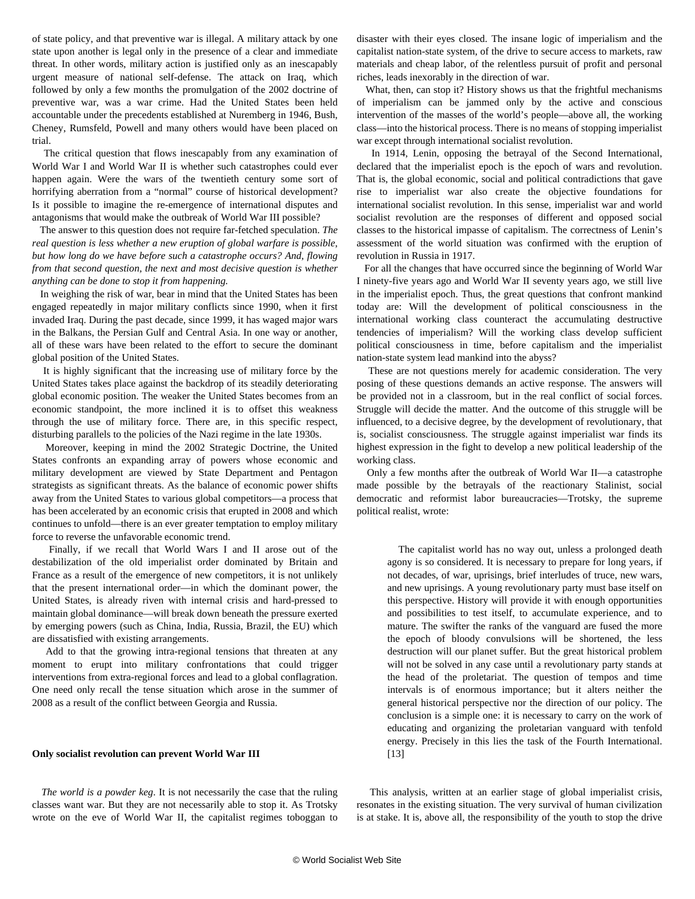of state policy, and that preventive war is illegal. A military attack by one state upon another is legal only in the presence of a clear and immediate threat. In other words, military action is justified only as an inescapably urgent measure of national self-defense. The attack on Iraq, which followed by only a few months the promulgation of the 2002 doctrine of preventive war, was a war crime. Had the United States been held accountable under the precedents established at Nuremberg in 1946, Bush, Cheney, Rumsfeld, Powell and many others would have been placed on trial.

The critical question that flows inescapably from any examination of World War I and World War II is whether such catastrophes could ever happen again. Were the wars of the twentieth century some sort of horrifying aberration from a "normal" course of historical development? Is it possible to imagine the re-emergence of international disputes and antagonisms that would make the outbreak of World War III possible?

The answer to this question does not require far-fetched speculation. *The real question is less whether a new eruption of global warfare is possible, but how long do we have before such a catastrophe occurs? And, flowing from that second question, the next and most decisive question is whether anything can be done to stop it from happening.*

In weighing the risk of war, bear in mind that the United States has been engaged repeatedly in major military conflicts since 1990, when it first invaded Iraq. During the past decade, since 1999, it has waged major wars in the Balkans, the Persian Gulf and Central Asia. In one way or another, all of these wars have been related to the effort to secure the dominant global position of the United States.

It is highly significant that the increasing use of military force by the United States takes place against the backdrop of its steadily deteriorating global economic position. The weaker the United States becomes from an economic standpoint, the more inclined it is to offset this weakness through the use of military force. There are, in this specific respect, disturbing parallels to the policies of the Nazi regime in the late 1930s.

Moreover, keeping in mind the 2002 Strategic Doctrine, the United States confronts an expanding array of new powers whose economic and military development are viewed by State Department and Pentagon strategists as significant threats. As the balance of economic power shifts away from the United States to various global competitors—a process that has been accelerated by an economic crisis that erupted in 2008 and which continues to unfold—there is an ever greater temptation to employ military force to reverse the unfavorable economic trend.

Finally, if we recall that World Wars I and II arose out of the destabilization of the old imperialist order dominated by Britain and France as a result of the emergence of new competitors, it is not unlikely that the present international order—in which the dominant power, the United States, is already riven with internal crisis and hard-pressed to maintain global dominance—will break down beneath the pressure exerted by emerging powers (such as China, India, Russia, Brazil, the EU) which are dissatisfied with existing arrangements.

Add to that the growing intra-regional tensions that threaten at any moment to erupt into military confrontations that could trigger interventions from extra-regional forces and lead to a global conflagration. One need only recall the tense situation which arose in the summer of 2008 as a result of the conflict between Georgia and Russia.

**Only socialist revolution can prevent World War III**

*The world is a powder keg*. It is not necessarily the case that the ruling classes want war. But they are not necessarily able to stop it. As Trotsky wrote on the eve of World War II, the capitalist regimes toboggan to disaster with their eyes closed. The insane logic of imperialism and the capitalist nation-state system, of the drive to secure access to markets, raw materials and cheap labor, of the relentless pursuit of profit and personal riches, leads inexorably in the direction of war.

What, then, can stop it? History shows us that the frightful mechanisms of imperialism can be jammed only by the active and conscious intervention of the masses of the world's people—above all, the working class—into the historical process. There is no means of stopping imperialist war except through international socialist revolution.

In 1914, Lenin, opposing the betrayal of the Second International, declared that the imperialist epoch is the epoch of wars and revolution. That is, the global economic, social and political contradictions that gave rise to imperialist war also create the objective foundations for international socialist revolution. In this sense, imperialist war and world socialist revolution are the responses of different and opposed social classes to the historical impasse of capitalism. The correctness of Lenin's assessment of the world situation was confirmed with the eruption of revolution in Russia in 1917.

For all the changes that have occurred since the beginning of World War I ninety-five years ago and World War II seventy years ago, we still live in the imperialist epoch. Thus, the great questions that confront mankind today are: Will the development of political consciousness in the international working class counteract the accumulating destructive tendencies of imperialism? Will the working class develop sufficient political consciousness in time, before capitalism and the imperialist nation-state system lead mankind into the abyss?

These are not questions merely for academic consideration. The very posing of these questions demands an active response. The answers will be provided not in a classroom, but in the real conflict of social forces. Struggle will decide the matter. And the outcome of this struggle will be influenced, to a decisive degree, by the development of revolutionary, that is, socialist consciousness. The struggle against imperialist war finds its highest expression in the fight to develop a new political leadership of the working class.

Only a few months after the outbreak of World War II—a catastrophe made possible by the betrayals of the reactionary Stalinist, social democratic and reformist labor bureaucracies—Trotsky, the supreme political realist, wrote:

> The capitalist world has no way out, unless a prolonged death agony is so considered. It is necessary to prepare for long years, if not decades, of war, uprisings, brief interludes of truce, new wars, and new uprisings. A young revolutionary party must base itself on this perspective. History will provide it with enough opportunities and possibilities to test itself, to accumulate experience, and to mature. The swifter the ranks of the vanguard are fused the more the epoch of bloody convulsions will be shortened, the less destruction will our planet suffer. But the great historical problem will not be solved in any case until a revolutionary party stands at the head of the proletariat. The question of tempos and time intervals is of enormous importance; but it alters neither the general historical perspective nor the direction of our policy. The conclusion is a simple one: it is necessary to carry on the work of educating and organizing the proletarian vanguard with tenfold energy. Precisely in this lies the task of the Fourth International. [13]

This analysis, written at an earlier stage of global imperialist crisis, resonates in the existing situation. The very survival of human civilization is at stake. It is, above all, the responsibility of the youth to stop the drive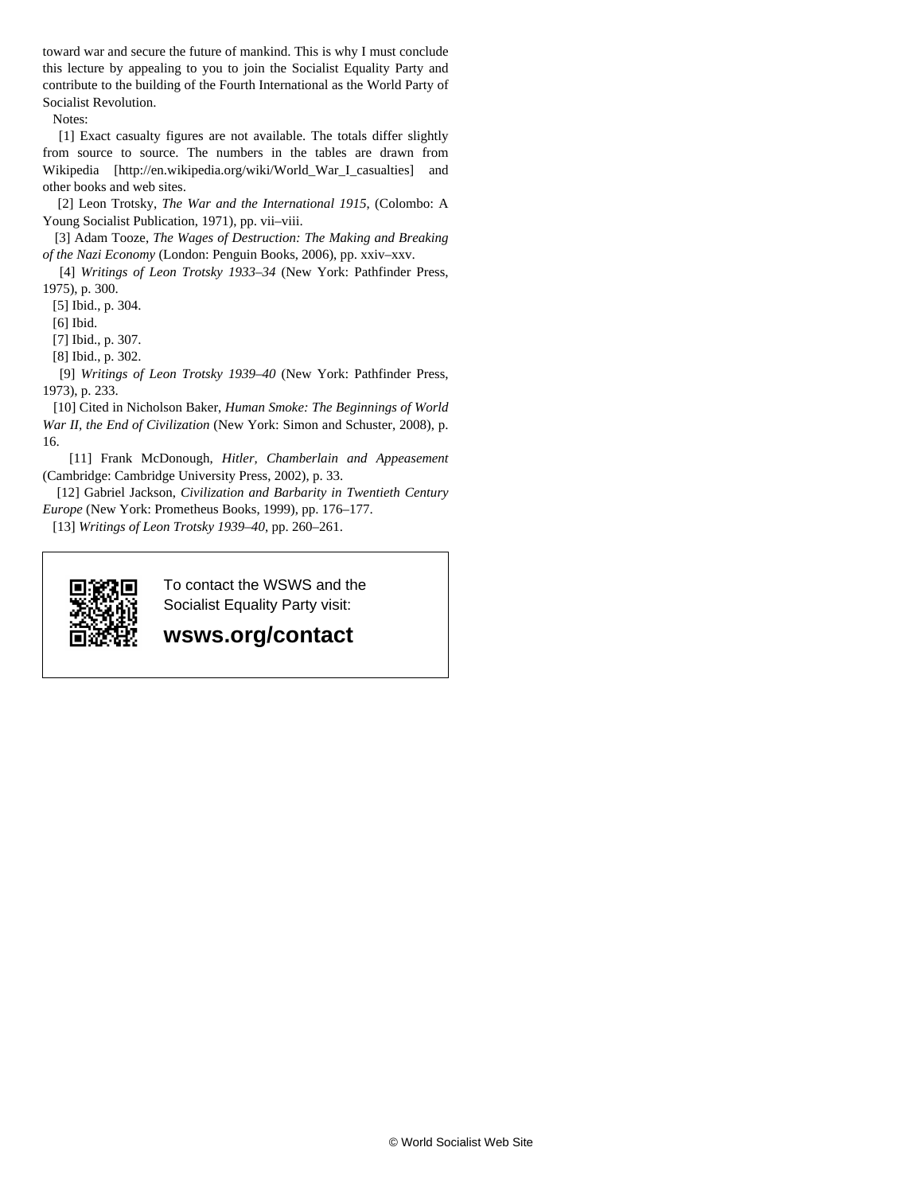toward war and secure the future of mankind. This is why I must conclude this lecture by appealing to you to join the Socialist Equality Party and contribute to the building of the Fourth International as the World Party of Socialist Revolution.

Notes:

[1] Exact casualty figures are not available. The totals differ slightly from source to source. The numbers in the tables are drawn from Wikipedia [http://en.wikipedia.org/wiki/World_War_I_casualties] and other books and web sites.

[2] Leon Trotsky, *The War and the International 1915*, (Colombo: A Young Socialist Publication, 1971), pp. vii–viii.

[3] Adam Tooze, *The Wages of Destruction: The Making and Breaking of the Nazi Economy* (London: Penguin Books, 2006), pp. xxiv–xxv.

[4] *Writings of Leon Trotsky 1933–34* (New York: Pathfinder Press, 1975), p. 300.

[5] Ibid., p. 304.

[6] Ibid.

[7] Ibid., p. 307.

[8] Ibid., p. 302.

[9] *Writings of Leon Trotsky 1939–40* (New York: Pathfinder Press, 1973), p. 233.

[10] Cited in Nicholson Baker, *Human Smoke: The Beginnings of World War II, the End of Civilization* (New York: Simon and Schuster, 2008), p. 16.

[11] Frank McDonough, *Hitler, Chamberlain and Appeasement* (Cambridge: Cambridge University Press, 2002), p. 33.

[12] Gabriel Jackson, *Civilization and Barbarity in Twentieth Century Europe* (New York: Prometheus Books, 1999), pp. 176–177.

[13] *Writings of Leon Trotsky 1939–40*, pp. 260–261.

To contact the WSWS and the Socialist Equality Party visit:

**wsws.org/contact**